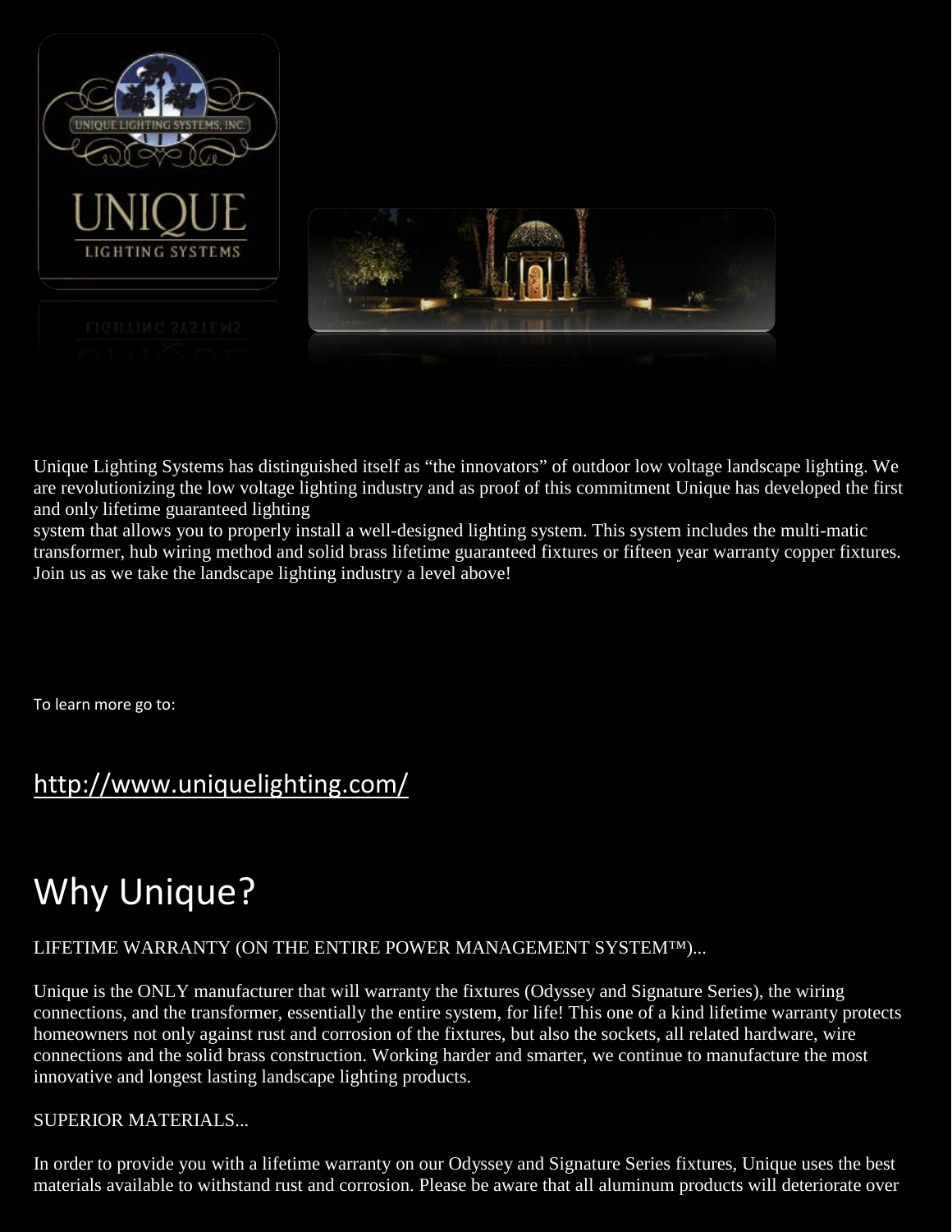Unique Lighting Systems has distinguished itself as "the innovators" of outdoor low voltage landscape lighting. We are revolutionizing the low voltage lighting industry and as proof of this commitment Unique has developed the first and only lifetime guaranteed lighting
system that allows you to properly install a well-designed lighting system. This system includes the multi-matic transformer, hub wiring method and solid brass lifetime guaranteed fixtures or fifteen year warranty copper fixtures. Join us as we take the landscape lighting industry a level above!

To learn more go to:

## http://www.uniquelighting.com/

# Why Unique?

LIFETIME WARRANTY (ON THE ENTIRE POWER MANAGEMENT SYSTEM™)...

Unique is the ONLY manufacturer that will warranty the fixtures (Odyssey and Signature Series), the wiring connections, and the transformer, essentially the entire system, for life! This one of a kind lifetime warranty protects homeowners not only against rust and corrosion of the fixtures, but also the sockets, all related hardware, wire connections and the solid brass construction. Working harder and smarter, we continue to manufacture the most innovative and longest lasting landscape lighting products.

SUPERIOR MATERIALS...

In order to provide you with a lifetime warranty on our Odyssey and Signature Series fixtures, Unique uses the best materials available to withstand rust and corrosion. Please be aware that all aluminum products will deteriorate over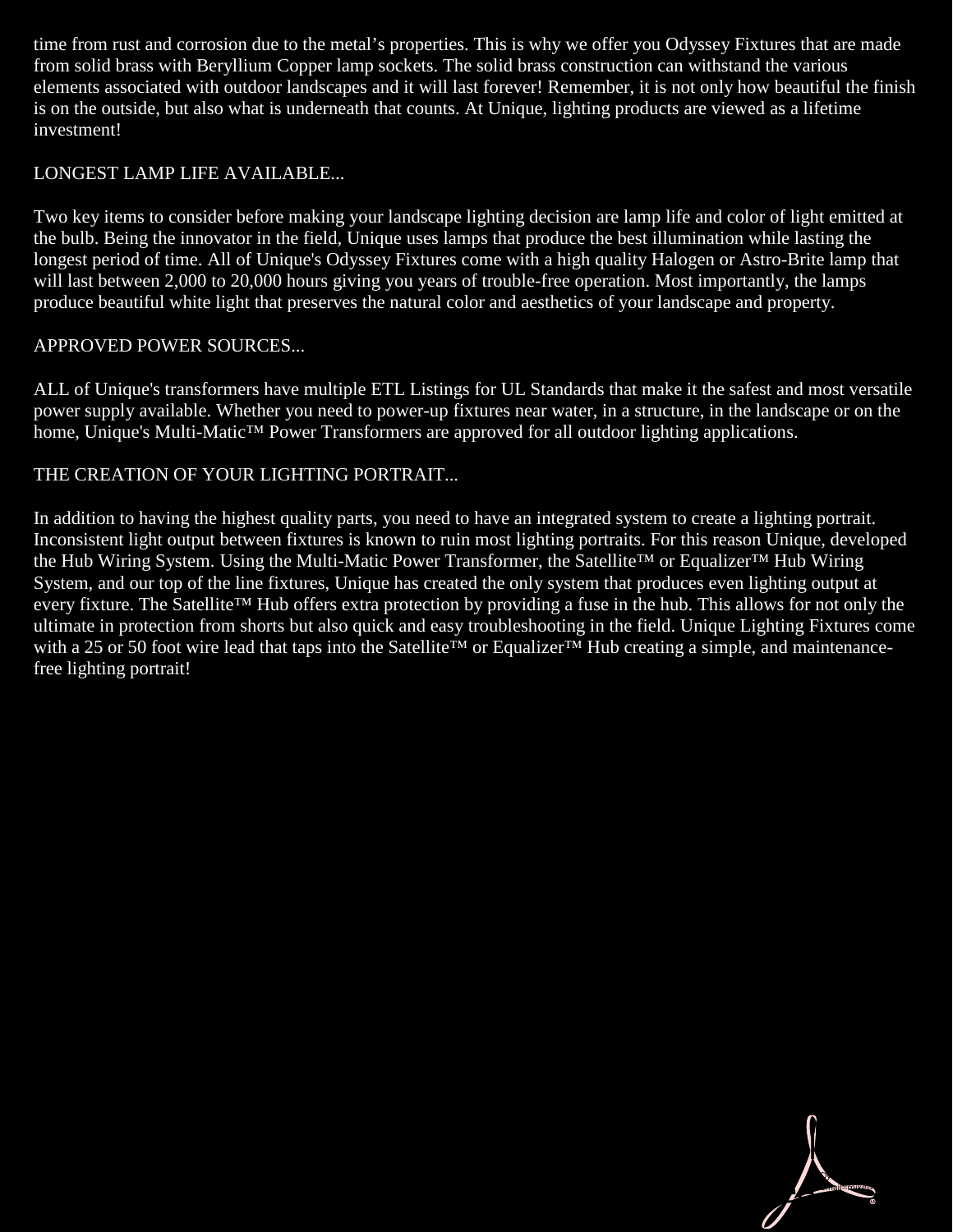time from rust and corrosion due to the metal's properties. This is why we offer you Odyssey Fixtures that are made from solid brass with Beryllium Copper lamp sockets. The solid brass construction can withstand the various elements associated with outdoor landscapes and it will last forever! Remember, it is not only how beautiful the finish is on the outside, but also what is underneath that counts. At Unique, lighting products are viewed as a lifetime investment!

LONGEST LAMP LIFE AVAILABLE...

Two key items to consider before making your landscape lighting decision are lamp life and color of light emitted at the bulb. Being the innovator in the field, Unique uses lamps that produce the best illumination while lasting the longest period of time. All of Unique's Odyssey Fixtures come with a high quality Halogen or Astro-Brite lamp that will last between 2,000 to 20,000 hours giving you years of trouble-free operation. Most importantly, the lamps produce beautiful white light that preserves the natural color and aesthetics of your landscape and property.

APPROVED POWER SOURCES...

ALL of Unique's transformers have multiple ETL Listings for UL Standards that make it the safest and most versatile power supply available. Whether you need to power-up fixtures near water, in a structure, in the landscape or on the home, Unique's Multi-Matic™ Power Transformers are approved for all outdoor lighting applications.

THE CREATION OF YOUR LIGHTING PORTRAIT...

In addition to having the highest quality parts, you need to have an integrated system to create a lighting portrait. Inconsistent light output between fixtures is known to ruin most lighting portraits. For this reason Unique, developed the Hub Wiring System. Using the Multi-Matic Power Transformer, the Satellite™ or Equalizer™ Hub Wiring System, and our top of the line fixtures, Unique has created the only system that produces even lighting output at every fixture. The Satellite™ Hub offers extra protection by providing a fuse in the hub. This allows for not only the ultimate in protection from shorts but also quick and easy troubleshooting in the field. Unique Lighting Fixtures come with a 25 or 50 foot wire lead that taps into the Satellite™ or Equalizer™ Hub creating a simple, and maintenance-free lighting portrait!